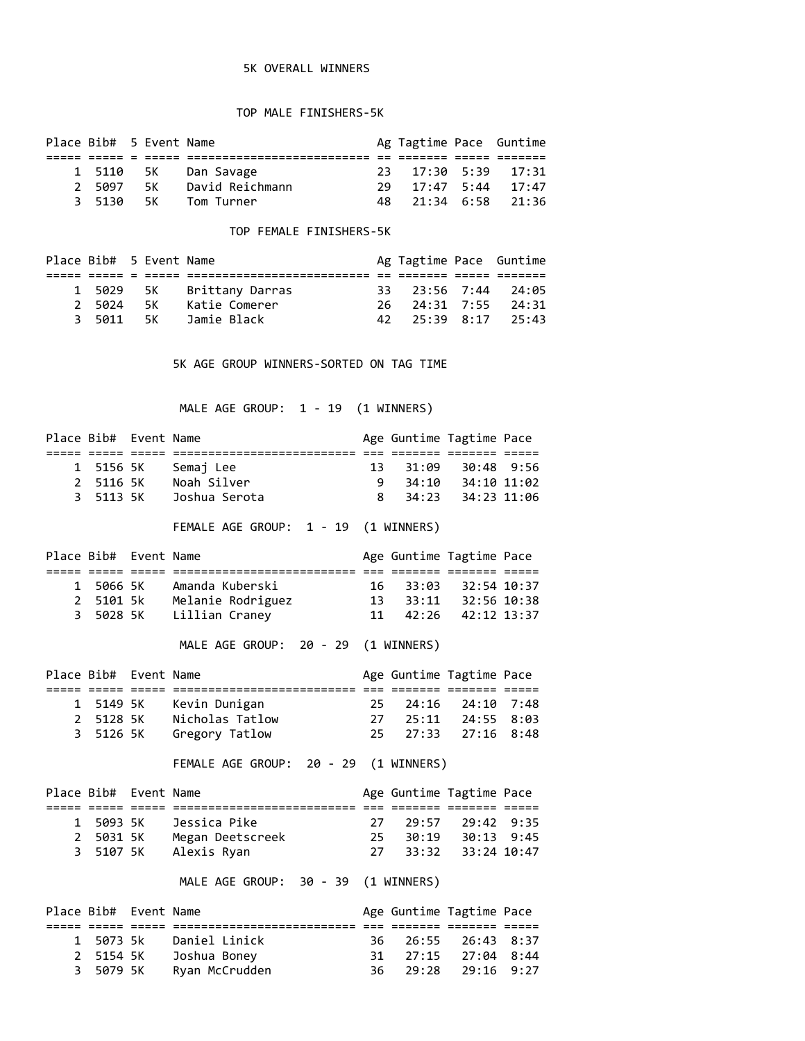# 5K OVERALL WINNERS

## TOP MALE FINISHERS-5K

| Place | Bib# | 5 | Event | Name | Ag | Tagtime | Pace | Guntime |
|---|---|---|---|---|---|---|---|---|
| 1 | 5110 | | 5K | Dan Savage | 23 | 17:30 | 5:39 | 17:31 |
| 2 | 5097 | | 5K | David Reichmann | 29 | 17:47 | 5:44 | 17:47 |
| 3 | 5130 | | 5K | Tom Turner | 48 | 21:34 | 6:58 | 21:36 |

## TOP FEMALE FINISHERS-5K

| Place | Bib# | 5 | Event | Name | Ag | Tagtime | Pace | Guntime |
|---|---|---|---|---|---|---|---|---|
| 1 | 5029 | | 5K | Brittany Darras | 33 | 23:56 | 7:44 | 24:05 |
| 2 | 5024 | | 5K | Katie Comerer | 26 | 24:31 | 7:55 | 24:31 |
| 3 | 5011 | | 5K | Jamie Black | 42 | 25:39 | 8:17 | 25:43 |

## 5K AGE GROUP WINNERS-SORTED ON TAG TIME

### MALE AGE GROUP: 1 - 19 (1 WINNERS)

| Place | Bib# | Event | Name | Age | Guntime | Tagtime | Pace |
|---|---|---|---|---|---|---|---|
| 1 | 5156 | 5K | Semaj Lee | 13 | 31:09 | 30:48 | 9:56 |
| 2 | 5116 | 5K | Noah Silver | 9 | 34:10 | 34:10 | 11:02 |
| 3 | 5113 | 5K | Joshua Serota | 8 | 34:23 | 34:23 | 11:06 |

### FEMALE AGE GROUP: 1 - 19 (1 WINNERS)

| Place | Bib# | Event | Name | Age | Guntime | Tagtime | Pace |
|---|---|---|---|---|---|---|---|
| 1 | 5066 | 5K | Amanda Kuberski | 16 | 33:03 | 32:54 | 10:37 |
| 2 | 5101 | 5k | Melanie Rodriguez | 13 | 33:11 | 32:56 | 10:38 |
| 3 | 5028 | 5K | Lillian Craney | 11 | 42:26 | 42:12 | 13:37 |

### MALE AGE GROUP: 20 - 29 (1 WINNERS)

| Place | Bib# | Event | Name | Age | Guntime | Tagtime | Pace |
|---|---|---|---|---|---|---|---|
| 1 | 5149 | 5K | Kevin Dunigan | 25 | 24:16 | 24:10 | 7:48 |
| 2 | 5128 | 5K | Nicholas Tatlow | 27 | 25:11 | 24:55 | 8:03 |
| 3 | 5126 | 5K | Gregory Tatlow | 25 | 27:33 | 27:16 | 8:48 |

### FEMALE AGE GROUP: 20 - 29 (1 WINNERS)

| Place | Bib# | Event | Name | Age | Guntime | Tagtime | Pace |
|---|---|---|---|---|---|---|---|
| 1 | 5093 | 5K | Jessica Pike | 27 | 29:57 | 29:42 | 9:35 |
| 2 | 5031 | 5K | Megan Deetscreek | 25 | 30:19 | 30:13 | 9:45 |
| 3 | 5107 | 5K | Alexis Ryan | 27 | 33:32 | 33:24 | 10:47 |

### MALE AGE GROUP: 30 - 39 (1 WINNERS)

| Place | Bib# | Event | Name | Age | Guntime | Tagtime | Pace |
|---|---|---|---|---|---|---|---|
| 1 | 5073 | 5k | Daniel Linick | 36 | 26:55 | 26:43 | 8:37 |
| 2 | 5154 | 5K | Joshua Boney | 31 | 27:15 | 27:04 | 8:44 |
| 3 | 5079 | 5K | Ryan McCrudden | 36 | 29:28 | 29:16 | 9:27 |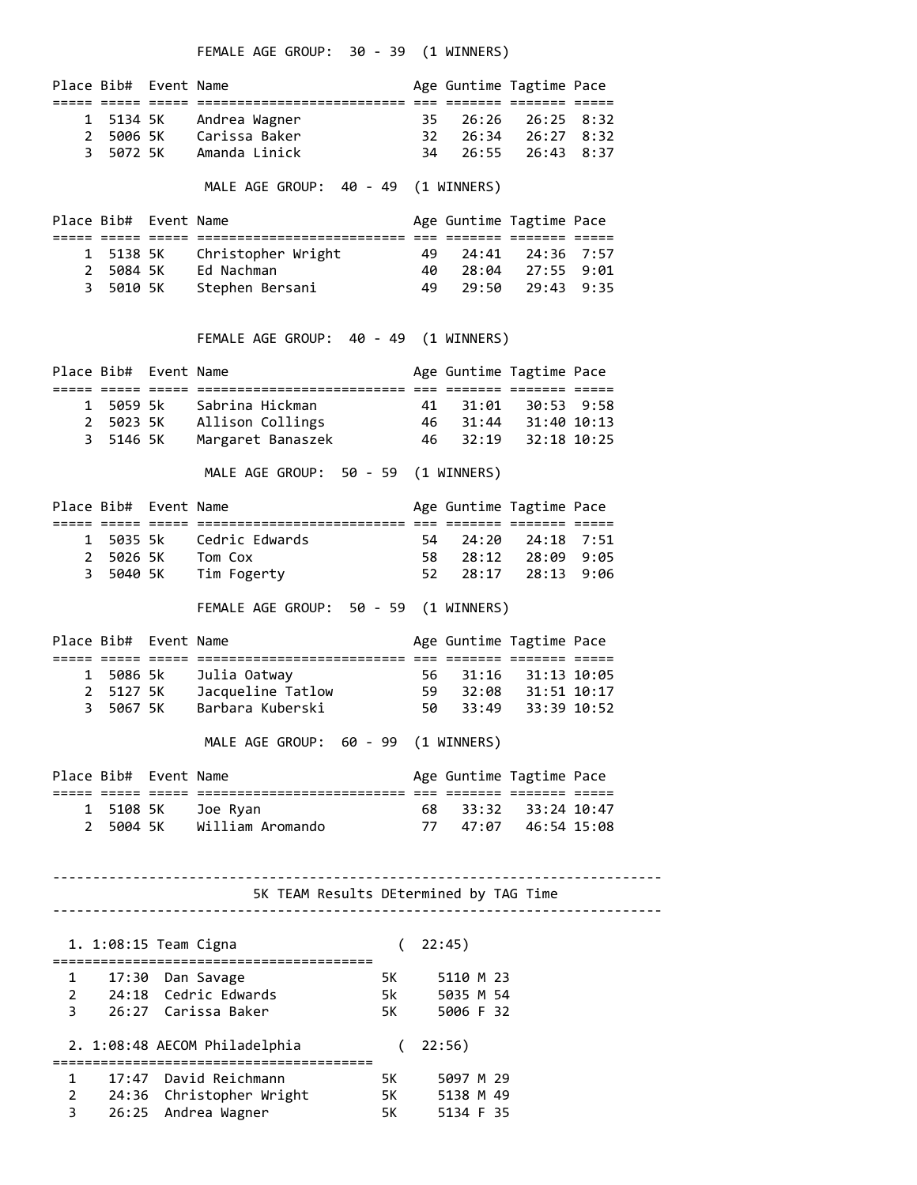### FEMALE AGE GROUP: 30 - 39 (1 WINNERS)

| Place | Bib# | Event | Name | Age | Guntime | Tagtime | Pace |
|---|---|---|---|---|---|---|---|
| 1 | 5134 | 5K | Andrea Wagner | 35 | 26:26 | 26:25 | 8:32 |
| 2 | 5006 | 5K | Carissa Baker | 32 | 26:34 | 26:27 | 8:32 |
| 3 | 5072 | 5K | Amanda Linick | 34 | 26:55 | 26:43 | 8:37 |

### MALE AGE GROUP: 40 - 49 (1 WINNERS)

| Place | Bib# | Event | Name | Age | Guntime | Tagtime | Pace |
|---|---|---|---|---|---|---|---|
| 1 | 5138 | 5K | Christopher Wright | 49 | 24:41 | 24:36 | 7:57 |
| 2 | 5084 | 5K | Ed Nachman | 40 | 28:04 | 27:55 | 9:01 |
| 3 | 5010 | 5K | Stephen Bersani | 49 | 29:50 | 29:43 | 9:35 |

### FEMALE AGE GROUP: 40 - 49 (1 WINNERS)

| Place | Bib# | Event | Name | Age | Guntime | Tagtime | Pace |
|---|---|---|---|---|---|---|---|
| 1 | 5059 | 5k | Sabrina Hickman | 41 | 31:01 | 30:53 | 9:58 |
| 2 | 5023 | 5K | Allison Collings | 46 | 31:44 | 31:40 | 10:13 |
| 3 | 5146 | 5K | Margaret Banaszek | 46 | 32:19 | 32:18 | 10:25 |

### MALE AGE GROUP: 50 - 59 (1 WINNERS)

| Place | Bib# | Event | Name | Age | Guntime | Tagtime | Pace |
|---|---|---|---|---|---|---|---|
| 1 | 5035 | 5k | Cedric Edwards | 54 | 24:20 | 24:18 | 7:51 |
| 2 | 5026 | 5K | Tom Cox | 58 | 28:12 | 28:09 | 9:05 |
| 3 | 5040 | 5K | Tim Fogerty | 52 | 28:17 | 28:13 | 9:06 |

### FEMALE AGE GROUP: 50 - 59 (1 WINNERS)

| Place | Bib# | Event | Name | Age | Guntime | Tagtime | Pace |
|---|---|---|---|---|---|---|---|
| 1 | 5086 | 5k | Julia Oatway | 56 | 31:16 | 31:13 | 10:05 |
| 2 | 5127 | 5K | Jacqueline Tatlow | 59 | 32:08 | 31:51 | 10:17 |
| 3 | 5067 | 5K | Barbara Kuberski | 50 | 33:49 | 33:39 | 10:52 |

### MALE AGE GROUP: 60 - 99 (1 WINNERS)

| Place | Bib# | Event | Name | Age | Guntime | Tagtime | Pace |
|---|---|---|---|---|---|---|---|
| 1 | 5108 | 5K | Joe Ryan | 68 | 33:32 | 33:24 | 10:47 |
| 2 | 5004 | 5K | William Aromando | 77 | 47:07 | 46:54 | 15:08 |

---

## 5K TEAM Results DEtermined by TAG Time

---

### 1. 1:08:15 Team Cigna ( 22:45)

| # | Time | Name | Event | Bib | Sex | Age |
|---|---|---|---|---|---|---|
| 1 | 17:30 | Dan Savage | 5K | 5110 | M | 23 |
| 2 | 24:18 | Cedric Edwards | 5k | 5035 | M | 54 |
| 3 | 26:27 | Carissa Baker | 5K | 5006 | F | 32 |

### 2. 1:08:48 AECOM Philadelphia ( 22:56)

| # | Time | Name | Event | Bib | Sex | Age |
|---|---|---|---|---|---|---|
| 1 | 17:47 | David Reichmann | 5K | 5097 | M | 29 |
| 2 | 24:36 | Christopher Wright | 5K | 5138 | M | 49 |
| 3 | 26:25 | Andrea Wagner | 5K | 5134 | F | 35 |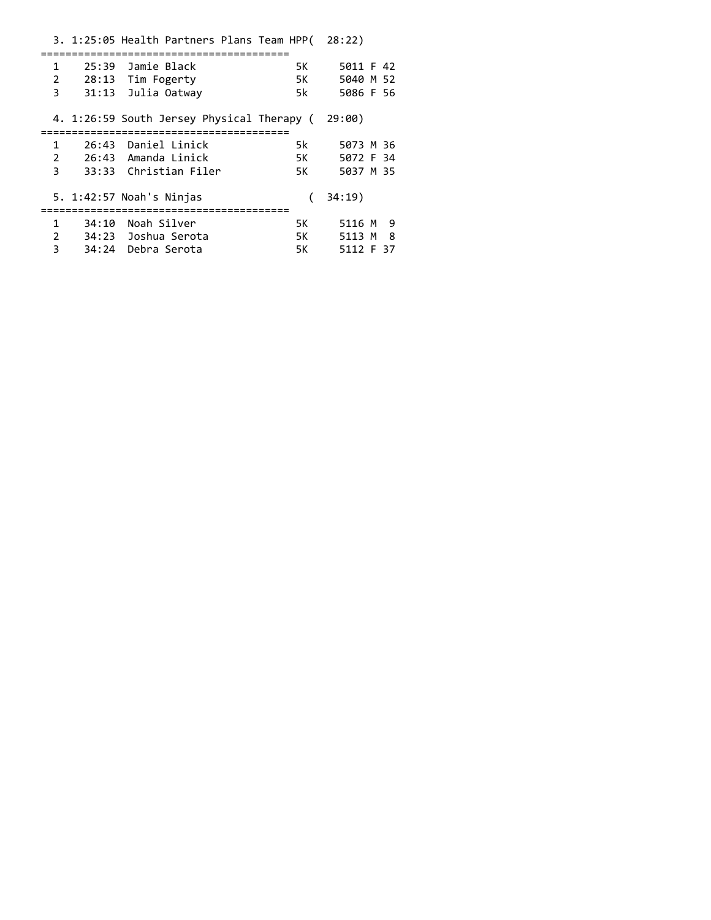3. 1:25:05 Health Partners Plans Team HPP( 28:22)

| | | | | | | | |
|---|---|---|---|---|---|---|---|
| 1 | 25:39 | Jamie Black | 5K | 5011 | F | 42 |
| 2 | 28:13 | Tim Fogerty | 5K | 5040 | M | 52 |
| 3 | 31:13 | Julia Oatway | 5k | 5086 | F | 56 |

4. 1:26:59 South Jersey Physical Therapy ( 29:00)

| | | | | | | |
|---|---|---|---|---|---|---|
| 1 | 26:43 | Daniel Linick | 5k | 5073 | M | 36 |
| 2 | 26:43 | Amanda Linick | 5K | 5072 | F | 34 |
| 3 | 33:33 | Christian Filer | 5K | 5037 | M | 35 |

5. 1:42:57 Noah's Ninjas ( 34:19)

| | | | | | | |
|---|---|---|---|---|---|---|
| 1 | 34:10 | Noah Silver | 5K | 5116 | M | 9 |
| 2 | 34:23 | Joshua Serota | 5K | 5113 | M | 8 |
| 3 | 34:24 | Debra Serota | 5K | 5112 | F | 37 |